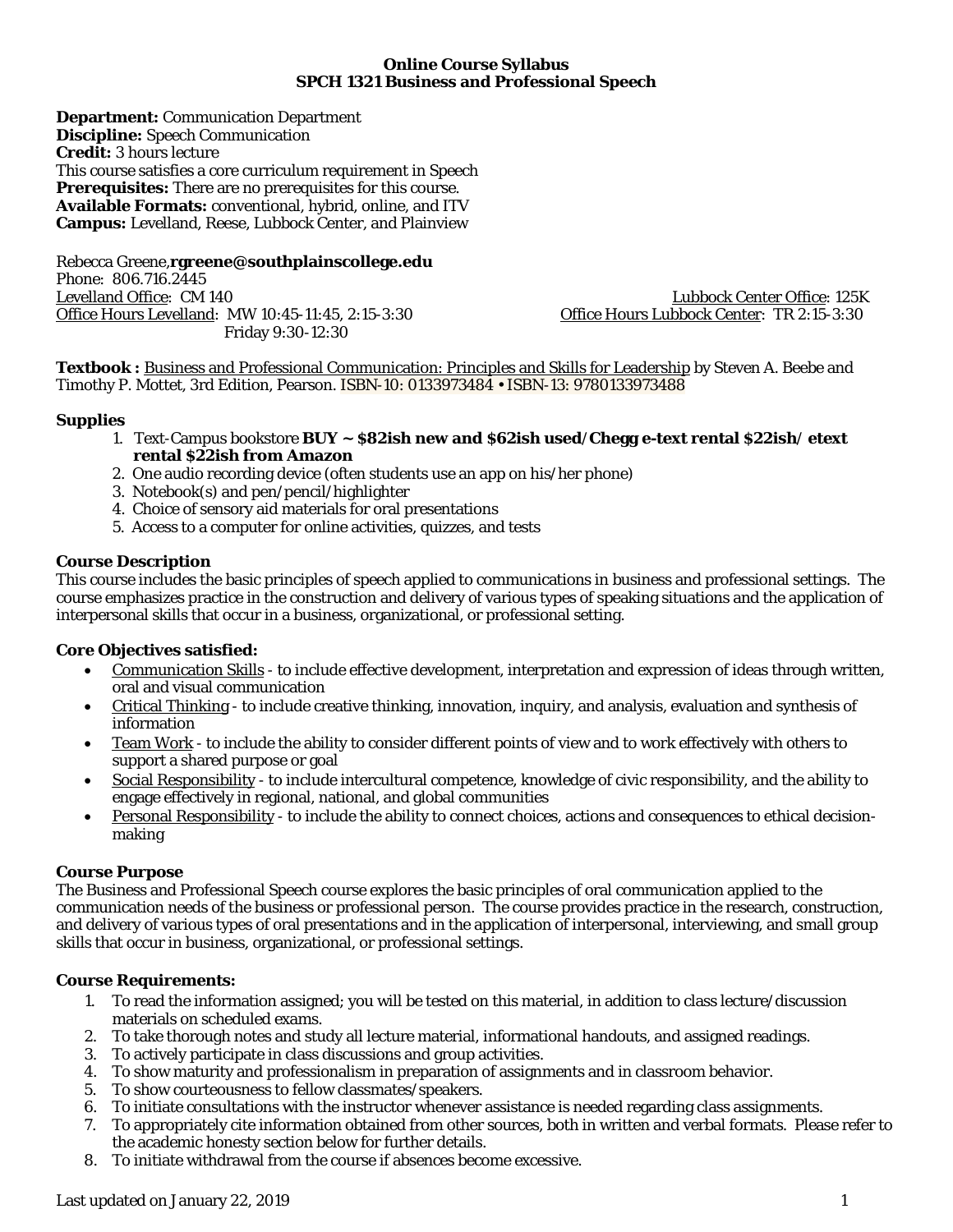**Online Course Syllabus**
**SPCH 1321 Business and Professional Speech**

**Department:** Communication Department
**Discipline:** Speech Communication
**Credit:** 3 hours lecture
This course satisfies a core curriculum requirement in Speech
**Prerequisites:** There are no prerequisites for this course.
**Available Formats:** conventional, hybrid, online, and ITV
**Campus:** Levelland, Reese, Lubbock Center, and Plainview

Rebecca Greene,**rgreene@southplainscollege.edu**
Phone: 806.716.2445
Levelland Office: CM 140
Office Hours Levelland: MW 10:45-11:45, 2:15-3:30
Friday 9:30-12:30
Lubbock Center Office: 125K
Office Hours Lubbock Center: TR 2:15-3:30

**Textbook :** Business and Professional Communication: Principles and Skills for Leadership by Steven A. Beebe and Timothy P. Mottet, 3rd Edition, Pearson. ISBN-10: 0133973484 • ISBN-13: 9780133973488

**Supplies**

1. Text-Campus bookstore **BUY ~ $82ish new and $62ish used/Chegg e-text rental $22ish/ etext rental $22ish from Amazon**
2. One audio recording device (often students use an app on his/her phone)
3. Notebook(s) and pen/pencil/highlighter
4. Choice of sensory aid materials for oral presentations
5. Access to a computer for online activities, quizzes, and tests

**Course Description**
This course includes the basic principles of speech applied to communications in business and professional settings. The course emphasizes practice in the construction and delivery of various types of speaking situations and the application of interpersonal skills that occur in a business, organizational, or professional setting.

**Core Objectives satisfied:**

- Communication Skills - to include effective development, interpretation and expression of ideas through written, oral and visual communication
- Critical Thinking - to include creative thinking, innovation, inquiry, and analysis, evaluation and synthesis of information
- Team Work - to include the ability to consider different points of view and to work effectively with others to support a shared purpose or goal
- Social Responsibility - to include intercultural competence, knowledge of civic responsibility, and the ability to engage effectively in regional, national, and global communities
- Personal Responsibility - to include the ability to connect choices, actions and consequences to ethical decision-making

**Course Purpose**
The Business and Professional Speech course explores the basic principles of oral communication applied to the communication needs of the business or professional person. The course provides practice in the research, construction, and delivery of various types of oral presentations and in the application of interpersonal, interviewing, and small group skills that occur in business, organizational, or professional settings.

**Course Requirements:**

1. To read the information assigned; you will be tested on this material, in addition to class lecture/discussion materials on scheduled exams.
2. To take thorough notes and study all lecture material, informational handouts, and assigned readings.
3. To actively participate in class discussions and group activities.
4. To show maturity and professionalism in preparation of assignments and in classroom behavior.
5. To show courteousness to fellow classmates/speakers.
6. To initiate consultations with the instructor whenever assistance is needed regarding class assignments.
7. To appropriately cite information obtained from other sources, both in written and verbal formats. Please refer to the academic honesty section below for further details.
8. To initiate withdrawal from the course if absences become excessive.

Last updated on January 22, 2019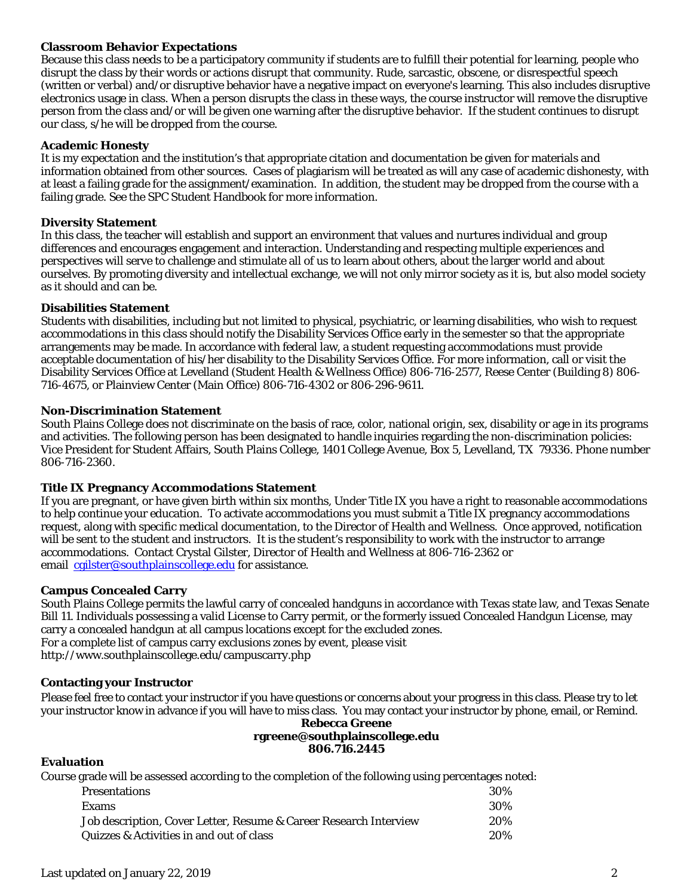### Classroom Behavior Expectations

Because this class needs to be a participatory community if students are to fulfill their potential for learning, people who disrupt the class by their words or actions disrupt that community. Rude, sarcastic, obscene, or disrespectful speech (written or verbal) and/or disruptive behavior have a negative impact on everyone's learning. This also includes disruptive electronics usage in class. When a person disrupts the class in these ways, the course instructor will remove the disruptive person from the class and/or will be given one warning after the disruptive behavior. If the student continues to disrupt our class, s/he will be dropped from the course.

### Academic Honesty

It is my expectation and the institution's that appropriate citation and documentation be given for materials and information obtained from other sources. Cases of plagiarism will be treated as will any case of academic dishonesty, with at least a failing grade for the assignment/examination. In addition, the student may be dropped from the course with a failing grade. See the SPC Student Handbook for more information.

### Diversity Statement

In this class, the teacher will establish and support an environment that values and nurtures individual and group differences and encourages engagement and interaction. Understanding and respecting multiple experiences and perspectives will serve to challenge and stimulate all of us to learn about others, about the larger world and about ourselves. By promoting diversity and intellectual exchange, we will not only mirror society as it is, but also model society as it should and can be.

### Disabilities Statement

Students with disabilities, including but not limited to physical, psychiatric, or learning disabilities, who wish to request accommodations in this class should notify the Disability Services Office early in the semester so that the appropriate arrangements may be made. In accordance with federal law, a student requesting accommodations must provide acceptable documentation of his/her disability to the Disability Services Office. For more information, call or visit the Disability Services Office at Levelland (Student Health & Wellness Office) 806-716-2577, Reese Center (Building 8) 806-716-4675, or Plainview Center (Main Office) 806-716-4302 or 806-296-9611.

### Non-Discrimination Statement

South Plains College does not discriminate on the basis of race, color, national origin, sex, disability or age in its programs and activities. The following person has been designated to handle inquiries regarding the non-discrimination policies: Vice President for Student Affairs, South Plains College, 1401 College Avenue, Box 5, Levelland, TX 79336. Phone number 806-716-2360.

### Title IX Pregnancy Accommodations Statement

If you are pregnant, or have given birth within six months, Under Title IX you have a right to reasonable accommodations to help continue your education. To activate accommodations you must submit a Title IX pregnancy accommodations request, along with specific medical documentation, to the Director of Health and Wellness. Once approved, notification will be sent to the student and instructors. It is the student's responsibility to work with the instructor to arrange accommodations. Contact Crystal Gilster, Director of Health and Wellness at 806-716-2362 or email cgilster@southplainscollege.edu for assistance.

### Campus Concealed Carry

South Plains College permits the lawful carry of concealed handguns in accordance with Texas state law, and Texas Senate Bill 11. Individuals possessing a valid License to Carry permit, or the formerly issued Concealed Handgun License, may carry a concealed handgun at all campus locations except for the excluded zones.
For a complete list of campus carry exclusions zones by event, please visit
http://www.southplainscollege.edu/campuscarry.php

### Contacting your Instructor

Please feel free to contact your instructor if you have questions or concerns about your progress in this class. Please try to let your instructor know in advance if you will have to miss class. You may contact your instructor by phone, email, or Remind.

**Rebecca Greene**
**rgreene@southplainscollege.edu**
**806.716.2445**

### Evaluation

Course grade will be assessed according to the completion of the following using percentages noted:

| Component | Percentage |
|---|---|
| Presentations | 30% |
| Exams | 30% |
| Job description, Cover Letter, Resume & Career Research Interview | 20% |
| Quizzes & Activities in and out of class | 20% |

Last updated on January 22, 2019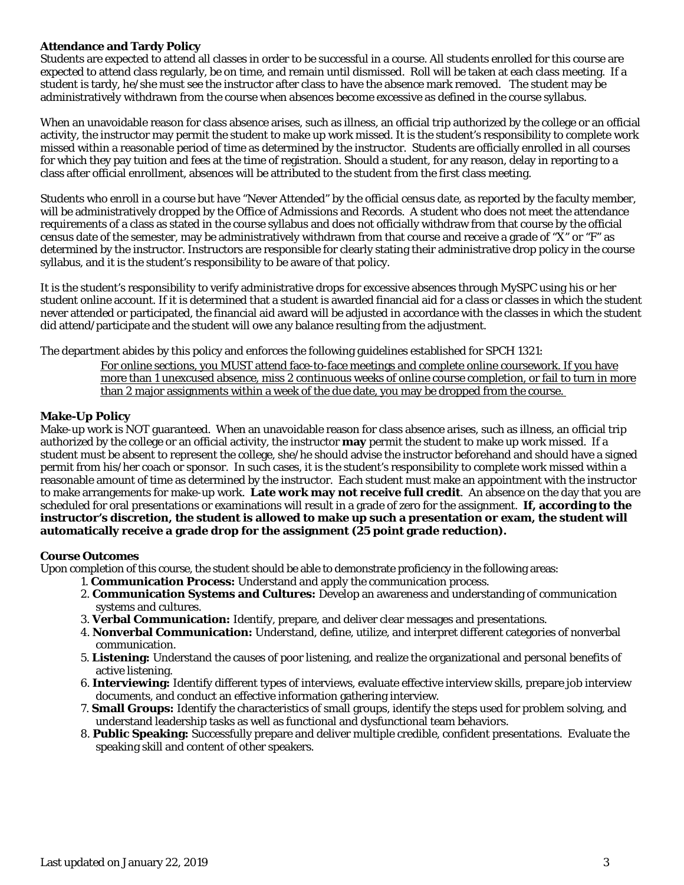**Attendance and Tardy Policy**

Students are expected to attend all classes in order to be successful in a course. All students enrolled for this course are expected to attend class regularly, be on time, and remain until dismissed. Roll will be taken at each class meeting. If a student is tardy, he/she must see the instructor after class to have the absence mark removed. The student may be administratively withdrawn from the course when absences become excessive as defined in the course syllabus.

When an unavoidable reason for class absence arises, such as illness, an official trip authorized by the college or an official activity, the instructor may permit the student to make up work missed. It is the student's responsibility to complete work missed within a reasonable period of time as determined by the instructor. Students are officially enrolled in all courses for which they pay tuition and fees at the time of registration. Should a student, for any reason, delay in reporting to a class after official enrollment, absences will be attributed to the student from the first class meeting.

Students who enroll in a course but have "Never Attended" by the official census date, as reported by the faculty member, will be administratively dropped by the Office of Admissions and Records. A student who does not meet the attendance requirements of a class as stated in the course syllabus and does not officially withdraw from that course by the official census date of the semester, may be administratively withdrawn from that course and receive a grade of "X" or "F" as determined by the instructor. Instructors are responsible for clearly stating their administrative drop policy in the course syllabus, and it is the student's responsibility to be aware of that policy.

It is the student's responsibility to verify administrative drops for excessive absences through MySPC using his or her student online account. If it is determined that a student is awarded financial aid for a class or classes in which the student never attended or participated, the financial aid award will be adjusted in accordance with the classes in which the student did attend/participate and the student will owe any balance resulting from the adjustment.

The department abides by this policy and enforces the following guidelines established for SPCH 1321:

> <u>For online sections, you MUST attend face-to-face meetings and complete online coursework. If you have more than 1 unexcused absence, miss 2 continuous weeks of online course completion, or fail to turn in more than 2 major assignments within a week of the due date, you may be dropped from the course.</u>

**Make-Up Policy**

Make-up work is NOT guaranteed. When an unavoidable reason for class absence arises, such as illness, an official trip authorized by the college or an official activity, the instructor **may** permit the student to make up work missed. If a student must be absent to represent the college, she/he should advise the instructor beforehand and should have a signed permit from his/her coach or sponsor. In such cases, it is the student's responsibility to complete work missed within a reasonable amount of time as determined by the instructor. Each student must make an appointment with the instructor to make arrangements for make-up work. **Late work may not receive full credit**. An absence on the day that you are scheduled for oral presentations or examinations will result in a grade of zero for the assignment. **If, according to the instructor's discretion, the student is allowed to make up such a presentation or exam, the student will automatically receive a grade drop for the assignment (25 point grade reduction).**

**Course Outcomes**

Upon completion of this course, the student should be able to demonstrate proficiency in the following areas:

1. **Communication Process:** Understand and apply the communication process.
2. **Communication Systems and Cultures:** Develop an awareness and understanding of communication systems and cultures.
3. **Verbal Communication:** Identify, prepare, and deliver clear messages and presentations.
4. **Nonverbal Communication:** Understand, define, utilize, and interpret different categories of nonverbal communication.
5. **Listening:** Understand the causes of poor listening, and realize the organizational and personal benefits of active listening.
6. **Interviewing:** Identify different types of interviews, evaluate effective interview skills, prepare job interview documents, and conduct an effective information gathering interview.
7. **Small Groups:** Identify the characteristics of small groups, identify the steps used for problem solving, and understand leadership tasks as well as functional and dysfunctional team behaviors.
8. **Public Speaking:** Successfully prepare and deliver multiple credible, confident presentations. Evaluate the speaking skill and content of other speakers.

Last updated on January 22, 2019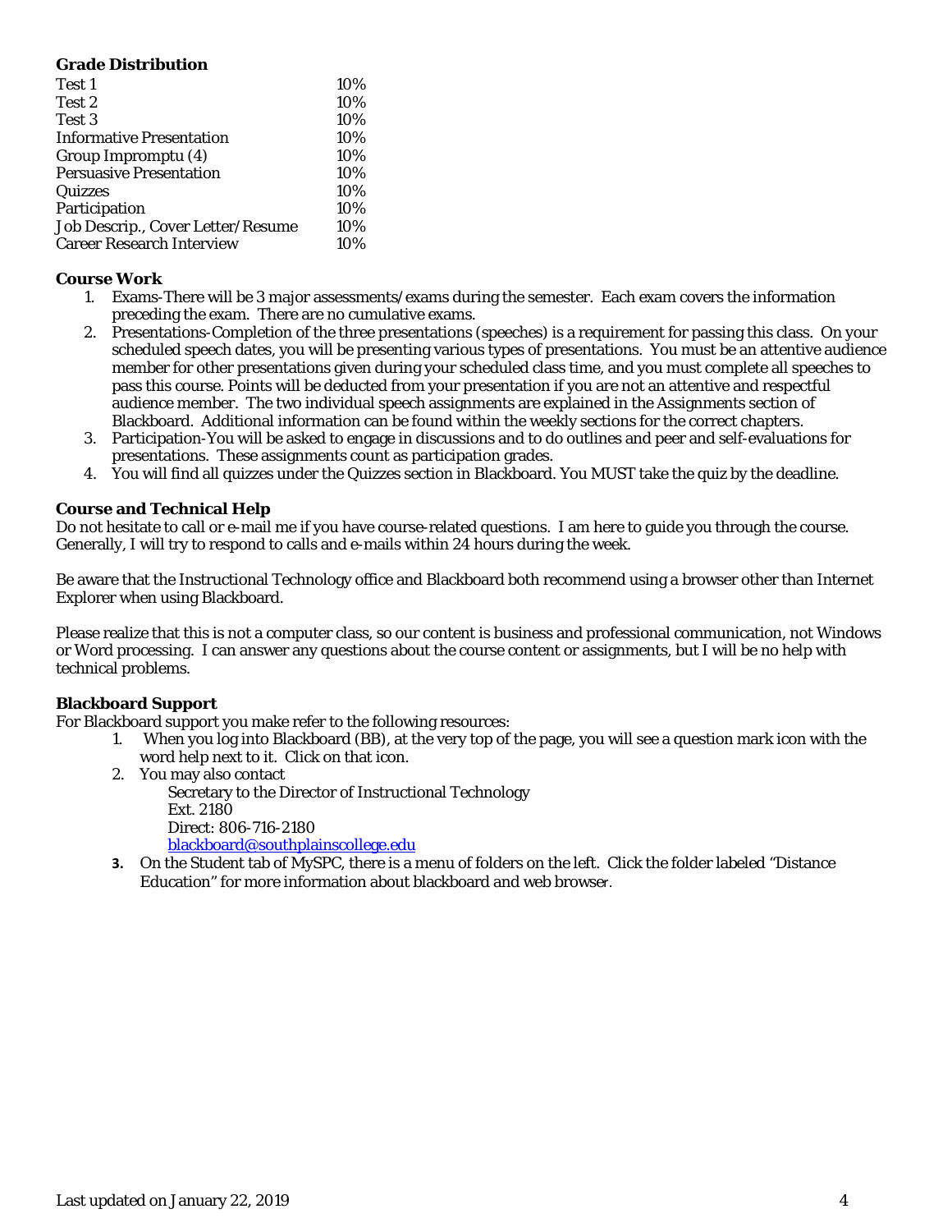## Grade Distribution

| | |
|---|---|
| Test 1 | 10% |
| Test 2 | 10% |
| Test 3 | 10% |
| Informative Presentation | 10% |
| Group Impromptu (4) | 10% |
| Persuasive Presentation | 10% |
| Quizzes | 10% |
| Participation | 10% |
| Job Descrip., Cover Letter/Resume | 10% |
| Career Research Interview | 10% |

## Course Work

1. Exams-There will be 3 major assessments/exams during the semester. Each exam covers the information preceding the exam. There are no cumulative exams.
2. Presentations-Completion of the three presentations (speeches) is a requirement for passing this class. On your scheduled speech dates, you will be presenting various types of presentations. You must be an attentive audience member for other presentations given during your scheduled class time, and you must complete all speeches to pass this course. Points will be deducted from your presentation if you are not an attentive and respectful audience member. The two individual speech assignments are explained in the Assignments section of Blackboard. Additional information can be found within the weekly sections for the correct chapters.
3. Participation-You will be asked to engage in discussions and to do outlines and peer and self-evaluations for presentations. These assignments count as participation grades.
4. You will find all quizzes under the Quizzes section in Blackboard. You MUST take the quiz by the deadline.

## Course and Technical Help

Do not hesitate to call or e-mail me if you have course-related questions. I am here to guide you through the course. Generally, I will try to respond to calls and e-mails within 24 hours during the week.

Be aware that the Instructional Technology office and Blackboard both recommend using a browser other than Internet Explorer when using Blackboard.

Please realize that this is not a computer class, so our content is business and professional communication, not Windows or Word processing. I can answer any questions about the course content or assignments, but I will be no help with technical problems.

## Blackboard Support

For Blackboard support you make refer to the following resources:

1. When you log into Blackboard (BB), at the very top of the page, you will see a question mark icon with the word help next to it. Click on that icon.
2. You may also contact
   Secretary to the Director of Instructional Technology
   Ext. 2180
   Direct: 806-716-2180
   blackboard@southplainscollege.edu
3. On the Student tab of MySPC, there is a menu of folders on the left. Click the folder labeled "Distance Education" for more information about blackboard and web browser.

Last updated on January 22, 2019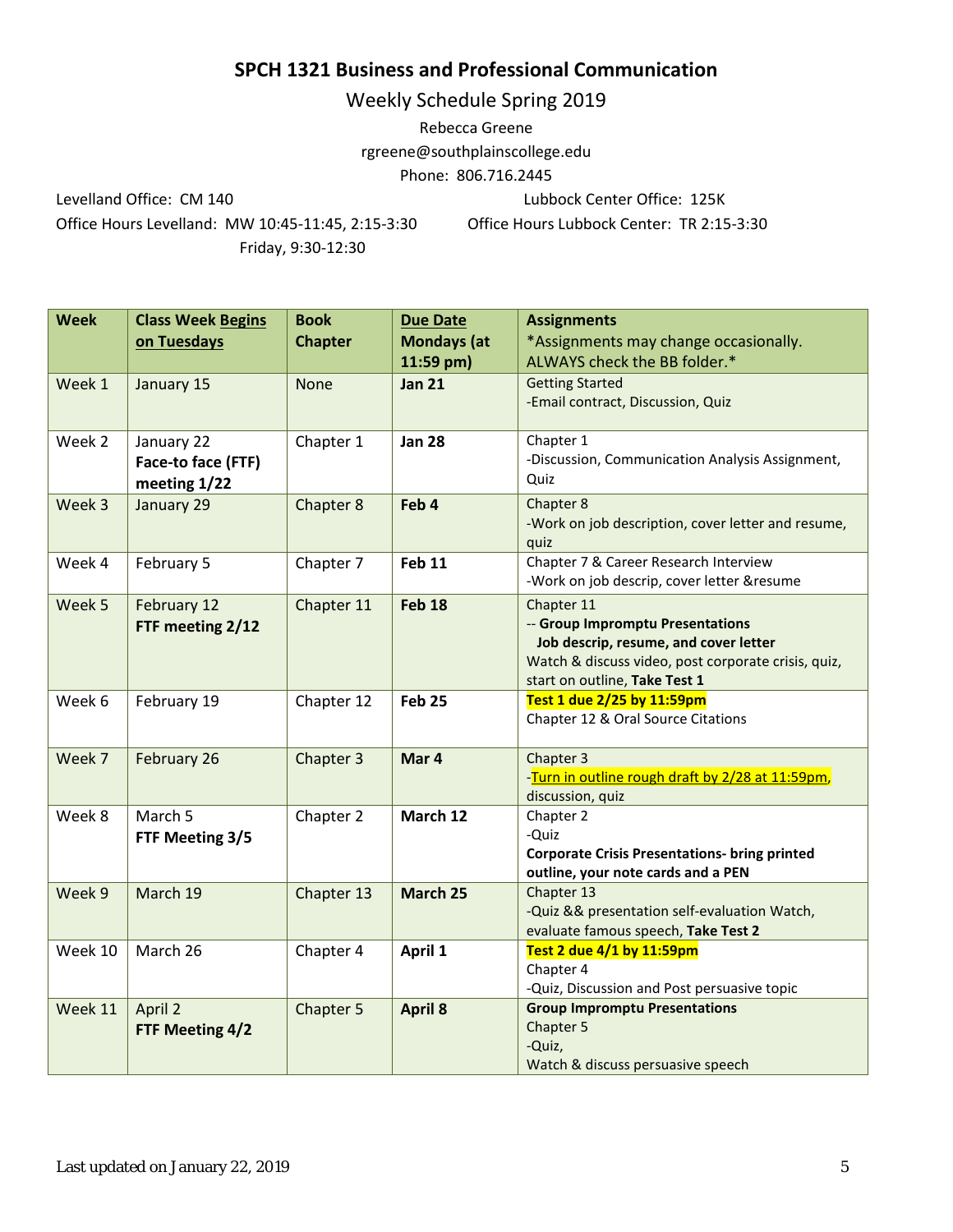# SPCH 1321 Business and Professional Communication

## Weekly Schedule Spring 2019

Rebecca Greene

rgreene@southplainscollege.edu

Phone: 806.716.2445

Levelland Office: CM 140

Office Hours Levelland: MW 10:45-11:45, 2:15-3:30
Friday, 9:30-12:30

Lubbock Center Office: 125K

Office Hours Lubbock Center: TR 2:15-3:30

| **Week** | **Class Week Begins on Tuesdays** | **Book Chapter** | **Due Date Mondays (at 11:59 pm)** | **Assignments** *Assignments may change occasionally. ALWAYS check the BB folder.* |
|---|---|---|---|---|
| Week 1 | January 15 | None | **Jan 21** | Getting Started<br>-Email contract, Discussion, Quiz |
| Week 2 | January 22<br>**Face-to face (FTF) meeting 1/22** | Chapter 1 | **Jan 28** | Chapter 1<br>-Discussion, Communication Analysis Assignment, Quiz |
| Week 3 | January 29 | Chapter 8 | **Feb 4** | Chapter 8<br>-Work on job description, cover letter and resume, quiz |
| Week 4 | February 5 | Chapter 7 | **Feb 11** | Chapter 7 & Career Research Interview<br>-Work on job descrip, cover letter &resume |
| Week 5 | February 12<br>**FTF meeting 2/12** | Chapter 11 | **Feb 18** | Chapter 11<br>-- **Group Impromptu Presentations**<br>**Job descrip, resume, and cover letter**<br>Watch & discuss video, post corporate crisis, quiz, start on outline, **Take Test 1** |
| Week 6 | February 19 | Chapter 12 | **Feb 25** | **Test 1 due 2/25 by 11:59pm**<br>Chapter 12 & Oral Source Citations |
| Week 7 | February 26 | Chapter 3 | **Mar 4** | Chapter 3<br>-Turn in outline rough draft by 2/28 at 11:59pm, discussion, quiz |
| Week 8 | March 5<br>**FTF Meeting 3/5** | Chapter 2 | **March 12** | Chapter 2<br>-Quiz<br>**Corporate Crisis Presentations- bring printed outline, your note cards and a PEN** |
| Week 9 | March 19 | Chapter 13 | **March 25** | Chapter 13<br>-Quiz && presentation self-evaluation Watch, evaluate famous speech, **Take Test 2** |
| Week 10 | March 26 | Chapter 4 | **April 1** | **Test 2 due 4/1 by 11:59pm**<br>Chapter 4<br>-Quiz, Discussion and Post persuasive topic |
| Week 11 | April 2<br>**FTF Meeting 4/2** | Chapter 5 | **April 8** | **Group Impromptu Presentations**<br>Chapter 5<br>-Quiz,<br>Watch & discuss persuasive speech |

Last updated on January 22, 2019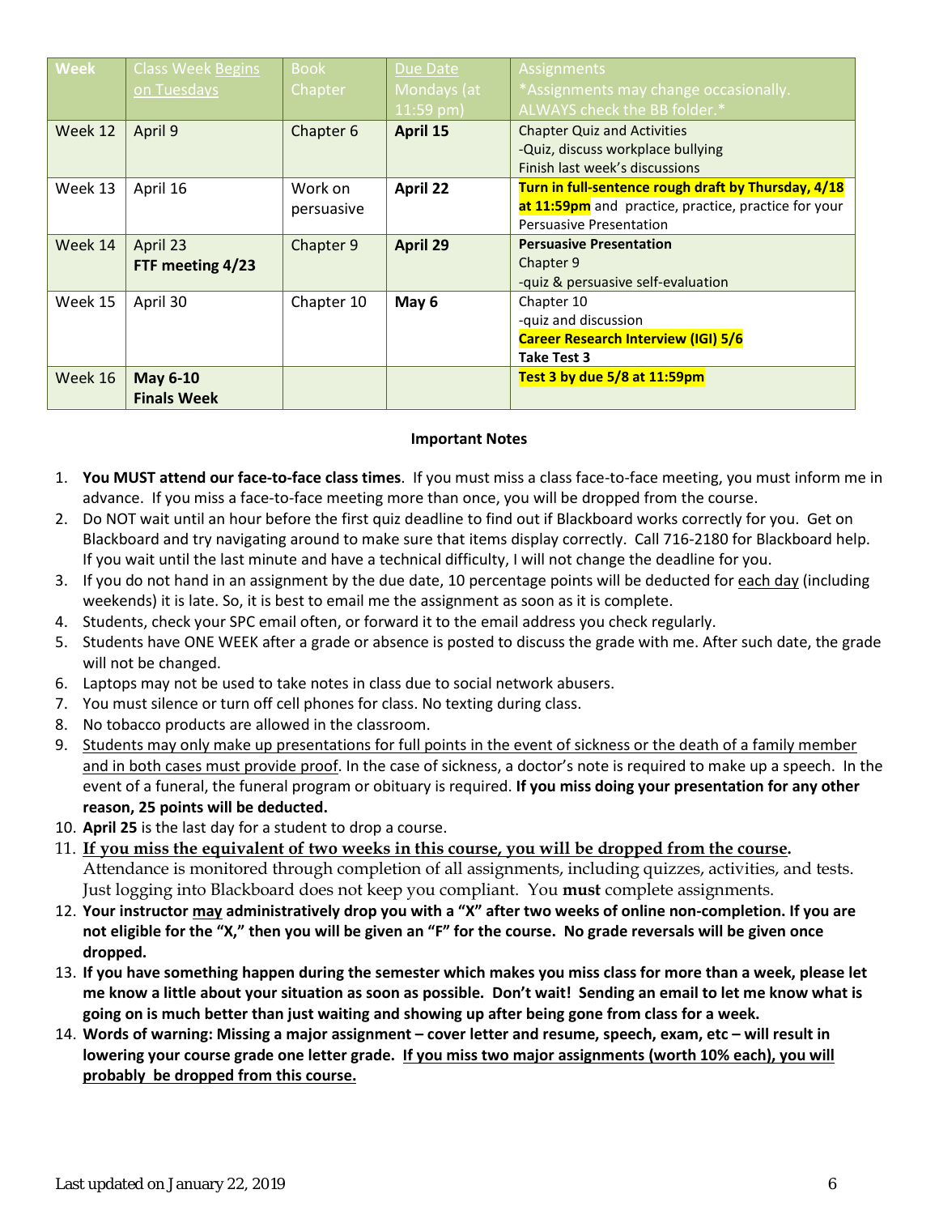| Week | Class Week Begins on Tuesdays | Book Chapter | Due Date Mondays (at 11:59 pm) | Assignments *Assignments may change occasionally. ALWAYS check the BB folder.* |
|---|---|---|---|---|
| Week 12 | April 9 | Chapter 6 | **April 15** | Chapter Quiz and Activities<br>-Quiz, discuss workplace bullying<br>Finish last week's discussions |
| Week 13 | April 16 | Work on persuasive | **April 22** | **Turn in full-sentence rough draft by Thursday, 4/18 at 11:59pm** and practice, practice, practice for your Persuasive Presentation |
| Week 14 | April 23<br>**FTF meeting 4/23** | Chapter 9 | **April 29** | **Persuasive Presentation**<br>Chapter 9<br>-quiz & persuasive self-evaluation |
| Week 15 | April 30 | Chapter 10 | **May 6** | Chapter 10<br>-quiz and discussion<br>**Career Research Interview (IGI) 5/6**<br>**Take Test 3** |
| Week 16 | **May 6-10**<br>**Finals Week** | | | **Test 3 by due 5/8 at 11:59pm** |

**Important Notes**

1. **You MUST attend our face-to-face class times**. If you must miss a class face-to-face meeting, you must inform me in advance. If you miss a face-to-face meeting more than once, you will be dropped from the course.
2. Do NOT wait until an hour before the first quiz deadline to find out if Blackboard works correctly for you. Get on Blackboard and try navigating around to make sure that items display correctly. Call 716-2180 for Blackboard help. If you wait until the last minute and have a technical difficulty, I will not change the deadline for you.
3. If you do not hand in an assignment by the due date, 10 percentage points will be deducted for each day (including weekends) it is late. So, it is best to email me the assignment as soon as it is complete.
4. Students, check your SPC email often, or forward it to the email address you check regularly.
5. Students have ONE WEEK after a grade or absence is posted to discuss the grade with me. After such date, the grade will not be changed.
6. Laptops may not be used to take notes in class due to social network abusers.
7. You must silence or turn off cell phones for class. No texting during class.
8. No tobacco products are allowed in the classroom.
9. Students may only make up presentations for full points in the event of sickness or the death of a family member and in both cases must provide proof. In the case of sickness, a doctor's note is required to make up a speech. In the event of a funeral, the funeral program or obituary is required. **If you miss doing your presentation for any other reason, 25 points will be deducted.**
10. **April 25** is the last day for a student to drop a course.
11. **If you miss the equivalent of two weeks in this course, you will be dropped from the course.** Attendance is monitored through completion of all assignments, including quizzes, activities, and tests. Just logging into Blackboard does not keep you compliant. You **must** complete assignments.
12. **Your instructor may administratively drop you with a "X" after two weeks of online non-completion. If you are not eligible for the "X," then you will be given an "F" for the course. No grade reversals will be given once dropped.**
13. **If you have something happen during the semester which makes you miss class for more than a week, please let me know a little about your situation as soon as possible. Don't wait! Sending an email to let me know what is going on is much better than just waiting and showing up after being gone from class for a week.**
14. **Words of warning: Missing a major assignment – cover letter and resume, speech, exam, etc – will result in lowering your course grade one letter grade. If you miss two major assignments (worth 10% each), you will probably be dropped from this course.**

Last updated on January 22, 2019